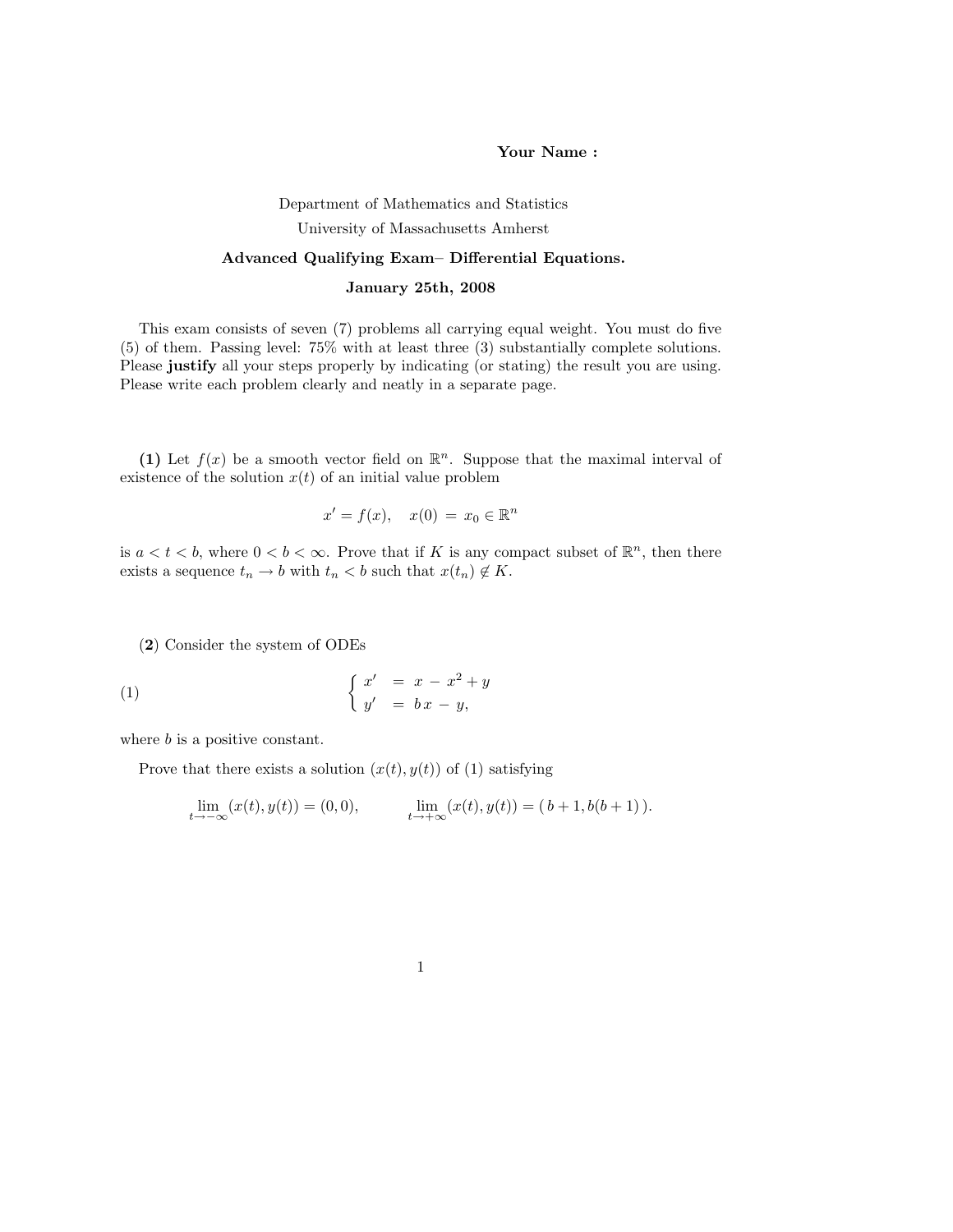**Your Name :**

Department of Mathematics and Statistics
University of Massachusetts Amherst

**Advanced Qualifying Exam– Differential Equations.**

**January 25th, 2008**

This exam consists of seven (7) problems all carrying equal weight. You must do five (5) of them. Passing level: 75% with at least three (3) substantially complete solutions. Please **justify** all your steps properly by indicating (or stating) the result you are using. Please write each problem clearly and neatly in a separate page.

**(1)** Let $f(x)$ be a smooth vector field on $\mathbb{R}^n$. Suppose that the maximal interval of existence of the solution $x(t)$ of an initial value problem

$$x' = f(x), \quad x(0) = x_0 \in \mathbb{R}^n$$

is $a < t < b$, where $0 < b < \infty$. Prove that if $K$ is any compact subset of $\mathbb{R}^n$, then there exists a sequence $t_n \to b$ with $t_n < b$ such that $x(t_n) \notin K$.

**(2)** Consider the system of ODEs

$$\begin{cases} x' &= x - x^2 + y \\ y' &= b\,x - y, \end{cases} \tag{1}$$

where $b$ is a positive constant.

Prove that there exists a solution $(x(t), y(t))$ of (1) satisfying

$$\lim_{t \to -\infty} (x(t), y(t)) = (0, 0), \qquad \lim_{t \to +\infty} (x(t), y(t)) = (\, b + 1, b(b + 1)\,).$$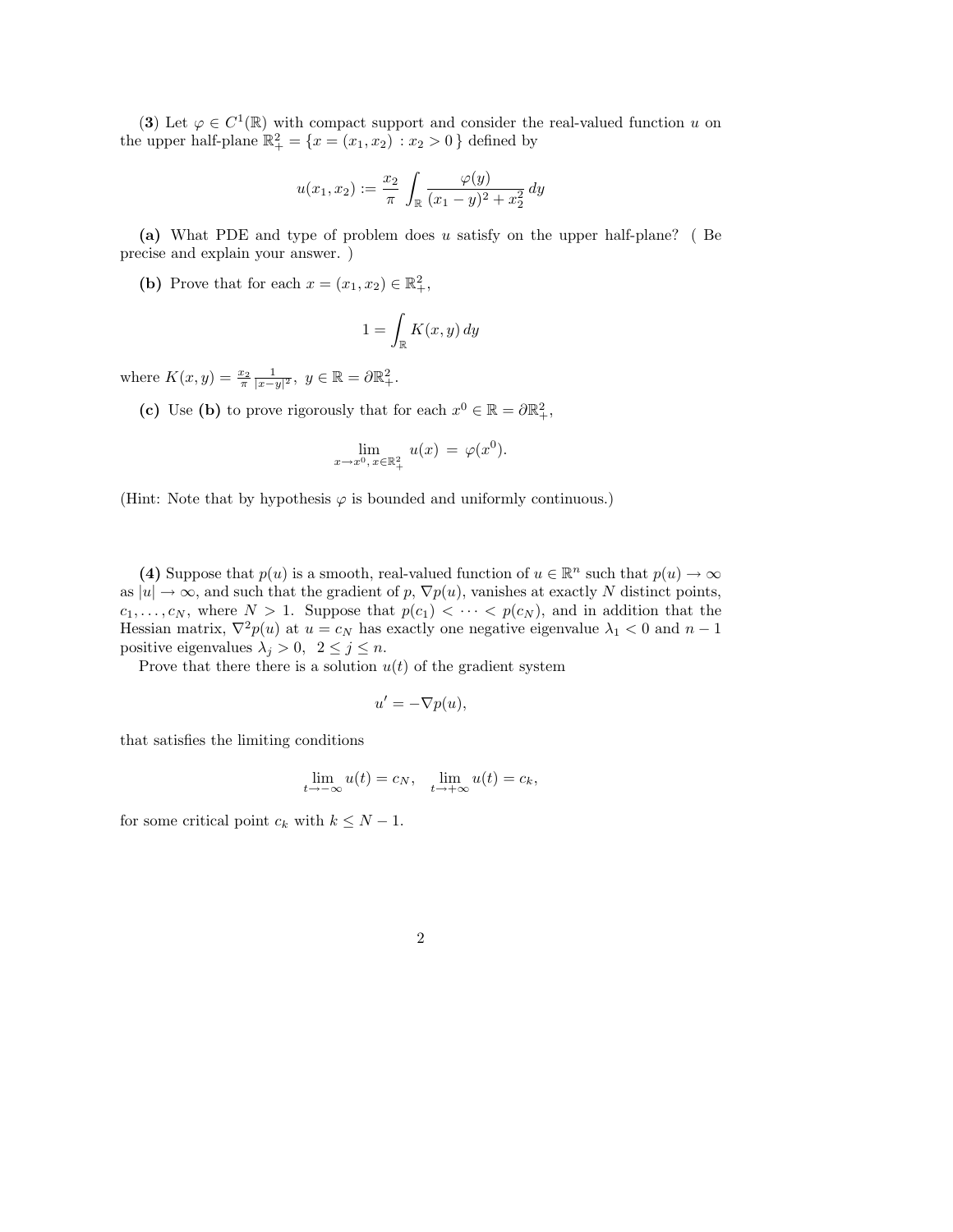**(3)** Let $\varphi \in C^1(\mathbb{R})$ with compact support and consider the real-valued function $u$ on the upper half-plane $\mathbb{R}^2_+ = \{x = (x_1, x_2) : x_2 > 0\}$ defined by

$$u(x_1, x_2) := \frac{x_2}{\pi} \int_{\mathbb{R}} \frac{\varphi(y)}{(x_1 - y)^2 + x_2^2} \, dy$$

**(a)** What PDE and type of problem does $u$ satisfy on the upper half-plane? ( Be precise and explain your answer. )

**(b)** Prove that for each $x = (x_1, x_2) \in \mathbb{R}^2_+$,

$$1 = \int_{\mathbb{R}} K(x, y) \, dy$$

where $K(x, y) = \frac{x_2}{\pi} \frac{1}{|x-y|^2}, \; y \in \mathbb{R} = \partial \mathbb{R}^2_+$.

**(c)** Use **(b)** to prove rigorously that for each $x^0 \in \mathbb{R} = \partial \mathbb{R}^2_+$,

$$\lim_{x \to x^0, \, x \in \mathbb{R}^2_+} u(x) \; = \; \varphi(x^0).$$

(Hint: Note that by hypothesis $\varphi$ is bounded and uniformly continuous.)

**(4)** Suppose that $p(u)$ is a smooth, real-valued function of $u \in \mathbb{R}^n$ such that $p(u) \to \infty$ as $|u| \to \infty$, and such that the gradient of $p$, $\nabla p(u)$, vanishes at exactly $N$ distinct points, $c_1, \ldots, c_N$, where $N > 1$. Suppose that $p(c_1) < \cdots < p(c_N)$, and in addition that the Hessian matrix, $\nabla^2 p(u)$ at $u = c_N$ has exactly one negative eigenvalue $\lambda_1 < 0$ and $n - 1$ positive eigenvalues $\lambda_j > 0, \; 2 \leq j \leq n$.

Prove that there there is a solution $u(t)$ of the gradient system

$$u' = -\nabla p(u),$$

that satisfies the limiting conditions

$$\lim_{t \to -\infty} u(t) = c_N, \quad \lim_{t \to +\infty} u(t) = c_k,$$

for some critical point $c_k$ with $k \leq N - 1$.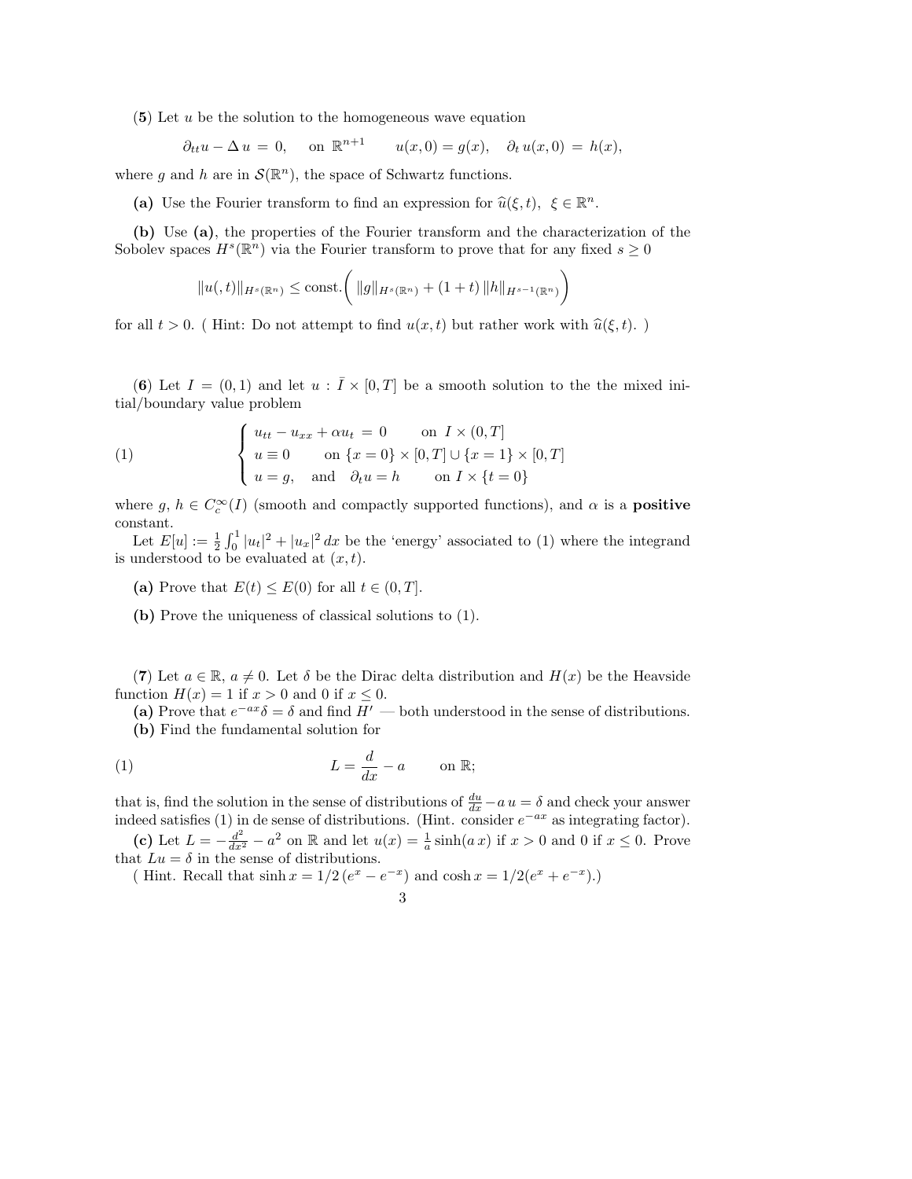**(5)** Let $u$ be the solution to the homogeneous wave equation

$$\partial_{tt} u - \Delta\, u \,=\, 0, \qquad \text{on } \mathbb{R}^{n+1} \qquad u(x,0) = g(x), \quad \partial_t\, u(x,0) \,=\, h(x),$$

where $g$ and $h$ are in $\mathcal{S}(\mathbb{R}^n)$, the space of Schwartz functions.

**(a)** Use the Fourier transform to find an expression for $\widehat{u}(\xi, t),\ \ \xi \in \mathbb{R}^n$.

**(b)** Use **(a)**, the properties of the Fourier transform and the characterization of the Sobolev spaces $H^s(\mathbb{R}^n)$ via the Fourier transform to prove that for any fixed $s \geq 0$

$$\|u(,t)\|_{H^s(\mathbb{R}^n)} \leq \text{const.}\bigg(\, \|g\|_{H^s(\mathbb{R}^n)} + (1+t)\, \|h\|_{H^{s-1}(\mathbb{R}^n)} \bigg)$$

for all $t > 0$. ( Hint: Do not attempt to find $u(x,t)$ but rather work with $\widehat{u}(\xi, t)$. )

**(6)** Let $I = (0,1)$ and let $u : \bar{I} \times [0,T]$ be a smooth solution to the the mixed initial/boundary value problem

$$(1) \qquad \begin{cases} u_{tt} - u_{xx} + \alpha u_t \,=\, 0 & \text{on } I \times (0,T] \\ u \equiv 0 & \text{on } \{x=0\} \times [0,T] \cup \{x=1\} \times [0,T] \\ u = g, \quad \text{and} \quad \partial_t u = h & \text{on } I \times \{t=0\} \end{cases}$$

where $g,\, h \in C_c^\infty(I)$ (smooth and compactly supported functions), and $\alpha$ is a **positive** constant.

Let $E[u] := \frac{1}{2}\int_0^1 |u_t|^2 + |u_x|^2\, dx$ be the 'energy' associated to (1) where the integrand is understood to be evaluated at $(x,t)$.

**(a)** Prove that $E(t) \leq E(0)$ for all $t \in (0,T]$.

**(b)** Prove the uniqueness of classical solutions to (1).

**(7)** Let $a \in \mathbb{R},\ a \neq 0$. Let $\delta$ be the Dirac delta distribution and $H(x)$ be the Heavside function $H(x) = 1$ if $x > 0$ and $0$ if $x \leq 0$.

**(a)** Prove that $e^{-ax}\delta = \delta$ and find $H'$ — both understood in the sense of distributions.

**(b)** Find the fundamental solution for

$$(1) \qquad L = \frac{d}{dx} - a \qquad \text{on } \mathbb{R};$$

that is, find the solution in the sense of distributions of $\frac{du}{dx} - a\, u = \delta$ and check your answer indeed satisfies (1) in de sense of distributions. (Hint. consider $e^{-ax}$ as integrating factor).

**(c)** Let $L = -\frac{d^2}{dx^2} - a^2$ on $\mathbb{R}$ and let $u(x) = \frac{1}{a}\sinh(a\,x)$ if $x > 0$ and $0$ if $x \leq 0$. Prove that $Lu = \delta$ in the sense of distributions.

( Hint. Recall that $\sinh x = 1/2\,(e^x - e^{-x})$ and $\cosh x = 1/2(e^x + e^{-x})$.)